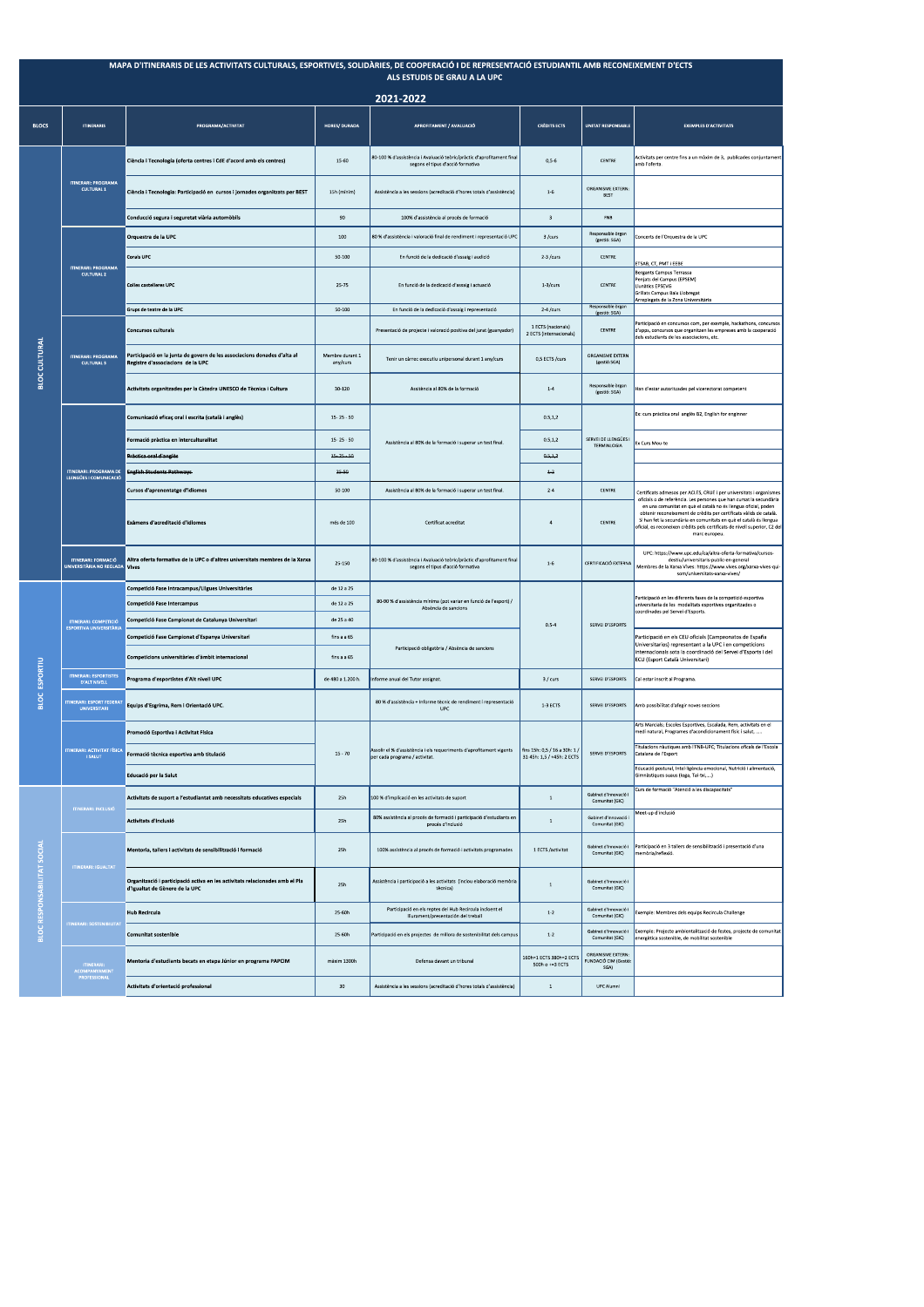# MAPA D'ITINERARIS DE LES ACTIVITATS CULTURALS, ESPORTIVES, SOLIDÀRIES, DE COOPERACIÓ I DE REPRESENTACIÓ ESTUDIANTIL AMB RECONEIXEMENT D'ECTS ALS ESTUDIS DE GRAU A LA UPC

## 2021-2022

| BLOCS | ITINERARIS | PROGRAMA/ACTIVITAT | HORES/ DURADA | APROFITAMENT / AVALUACIÓ | CRÈDITS ECTS | UNITAT RESPONSABLE | EXEMPLES D'ACTIVITATS |
|---|---|---|---|---|---|---|---|
| BLOC CULTURAL | ITINERARI: PROGRAMA CULTURAL 1 | Ciència i Tecnologia (oferta centres i CdE d'acord amb els centres) | 15-60 | 80-100 % d'assistència i Avaluació teòric/pràctic d'aprofitament final segons el tipus d'acció formativa | 0,5-6 | CENTRE | Activitats per centre fins a un màxim de 3, publicades conjuntament amb l'oferta. |
| | | Ciència i Tecnologia: Participació en cursos i jornades organitzats per BEST | 15h (mínim) | Assistència a les sessions (acreditació d'hores totals d'assistència) | 1-6 | ORGANISME EXTERN: BEST | |
| | | Conducció segura i seguretat viària automòbils | 30 | 100% d'assistència al procés de formació | 3 | FNB | |
| | ITINERARI: PROGRAMA CULTURAL 2 | Orquestra de la UPC | 100 | 80 % d'assistència i valoració final de rendiment i representació UPC | 3 /curs | Responsable òrgan (gestió SGA) | Concerts de l'Orquestra de la UPC |
| | | Coral·UPC | 50-100 | En funció de la dedicació d'assaig i audició | 2-3 /curs | CENTRE | ETSAB, CT, PMT i EEBE |
| | | Colles castelleres UPC | 25-75 | En funció de la dedicació d'assaig i actuació | 1-3/curs | CENTRE | Bergants Campus Terrassa<br>Penjats del Campus (EPSEM)<br>Llunàtics EPSEVG<br>Grillats Campus Baix Llobregat<br>Arreplegats de la Zona Universitària |
| | | Grups de teatre de la UPC | 50-100 | En funció de la dedicació d'assaig i representació | 2-4 /curs | Responsable òrgan (gestió SGA) | |
| | ITINERARI: PROGRAMA CULTURAL 3 | Concursos culturals | | Presentació de projecte i valoració positiva del jurat (guanyador) | 1 ECTS (nacionals)<br>2 ECTS (internacionals) | CENTRE | Participació en concursos com, per exemple, hackathons, concursos d'apps, concursos que organitzen les empreses amb la cooperació dels estudiants de les associacions, etc. |
| | | Participació en la junta de govern de les associacions donades d'alta al Registre d'associacions de la UPC | Membre durant 1 any/curs | Tenir un càrrec executiu unipersonal durant 1 any/curs | 0,5 ECTS /curs | ORGANISME EXTERN (gestió SGA) | |
| | | Activitats organitzades per la Càtedra UNESCO de Tècnica i Cultura | 30-120 | Assistència al 80% de la formació | 1-4 | Responsable òrgan (gestió SGA) | Han d'estar autoritzades pel vicerectorat competent |
| | ITINERARI: PROGRAMA DE LLENGÜES I COMUNICACIÓ | Comunicació eficaç oral i escrita (català i anglès) | 15- 25 - 50 | Assistència al 80% de la formació i superar un test final | 0.5,1,2 | SERVEI DE LLENGÜES I TERMINOLOGIA | Ex: curs pràctica oral anglès B2, English for enginner |
| | | Formació pràctica en interculturalitat | 15- 25 - 50 | | 0.5,1,2 | | Ex Curs Mou-te |
| | | ~~Pràctica oral d'anglès~~ | ~~15- 25 - 50~~ | | ~~0.5,1,2~~ | | |
| | | ~~English Students Pathways~~ | ~~25-50~~ | | ~~1-2~~ | | |
| | | Cursos d'aprenentatge d'idiomes | 50-100 | Assistència al 80% de la formació i superar un test final. | 2-4 | CENTRE | Certificats admesos per ACLES, CRUE i per universitats i organismes oficials o de referència. Les persones que han cursat la secundària en una comunitat en què el català no és llengua oficial, poden obtenir reconeixement de crèdits per certificats vàlids de català. Si han fet la secundària en comunitats en què el català és llengua oficial, es reconeixen crèdits pels certificats de nivell superior, C2 del marc europeu. |
| | | Exàmens d'acreditació d'idiomes | més de 100 | Certificat acreditat | 4 | CENTRE | |
| | ITINERARI: FORMACIÓ UNIVERSITÀRIA NO REGLADA | Altra oferta formativa de la UPC o d'altres universitats membres de la Xarxa Vives | 25-150 | 80-100 % d'assistència i Avaluació teòric/pràctic d'aprofitament final segons el tipus d'acció formativa | 1-6 | CERTIFICACIÓ EXTERNA | UPC: https://www.upc.edu/ca/altra-oferta-formativa/cursos-destiu/universitaris-public-en-general<br>Membres de la Xarxa Vives: https://www.vives.org/xarxa-vives-qui-som/universitats-xarxa-vives/ |
| BLOC ESPORTIU | ITINERARI: COMPETICIÓ ESPORTIVA UNIVERSITÀRIA | Competició Fase Intracampus/Lligues Universitàries | de 12 a 25 | 80-90 % d'assistència mínima (pot variar en funció de l'esport) / Absència de sancions | 0,5-4 | SERVEI D'ESPORTS | Participació en les diferents fases de la competició esportiva universitària de les modalitats esportives organitzades o coordinades pel Servei d'Esports. |
| | | Competició Fase Intercampus | de 12 a 25 | | | | |
| | | Competició Fase Campionat de Catalunya Universitari | de 25 a 40 | | | | |
| | | Competició Fase Campionat d'Espanya Universitari | fins a a 65 | Participació obligatòria / Absència de sancions | | | Participació en els CEU oficials (Campeonatos de España Universitarios) representant a la UPC i en competicions internacionals sota la coordinació del Servei d'Esports i del ECU (Esport Català Universitari) |
| | | Competicions universitàries d'àmbit internacional | fins a a 65 | | | | |
| | ITINERARI: ESPORTISTES D'ALT NIVELL | Programa d'esportistes d'Alt nivell UPC | de 480 a 1.200 h. | Informe anual del Tutor assignat. | 3 / curs | SERVEI D'ESPORTS | Cal estar inscrit al Programa. |
| | ITINERARI: ESPORT FEDERAT UNIVERSITARI | Equips d'Esgrima, Rem i Orientació UPC. | | 80 % d'assistència + Informe tècnic de rendiment i representació UPC | 1-3 ECTS | SERVEI D'ESPORTS | Amb possibilitat d'afegir noves seccions |
| | ITINERARI: ACTIVITAT FÍSICA I SALUT | Promoció Esportiva i Activitat Física | 15 - 70 | Assolir el % d'assistència i els requeriments d'aprofitament vigents per cada programa / activitat. | fins 15h: 0,5 / 16 a 30h: 1 / 31-45h: 1,5 / +45h: 2 ECTS | SERVEI D'ESPORTS | Arts Marcials, Escoles Esportives, Escalada, Rem, activitats en el medi natural, Programes d'acondicionament físic i salut, .... |
| | | Formació tècnica esportiva amb titulació | | | | | Titulacions nàutiques amb l'FNB-UPC, Titulacions oficials de l'Escola Catalana de l'Esport |
| | | Educació per la Salut | | | | | Educació postural, Intel·ligència emocional, Nutrició i alimentació, Gimnàstiques suaus (Ioga, Tai-txi, ...) |
| BLOC RESPONSABILITAT SOCIAL | ITINERARI: INCLUSIÓ | Activitats de suport a l'estudiantat amb necessitats educatives especials | 25h | 100 % d'implicació en les activitats de suport | 1 | Gabinet d'Innovació i Comunitat (GIC) | Curs de formació "Atenció a les discapacitats" |
| | | Activitats d'inclusió | 25h | 80% assistència al procés de formació i participació d'estudiants en procés d'inclusió | 1 | Gabinet d'Innovació i Comunitat (GIC) | Meet-up d'inclusió |
| | ITINERARI: IGUALTAT | Mentoria, tallers i activitats de sensibilització i formació | 25h | 100% assistència al procés de formació i activitats programades | 1 ECTS /activitat | Gabinet d'Innovació i Comunitat (GIC) | Participació en 3 tallers de sensibilització i presentació d'una memòria/reflexió. |
| | | Organització i participació activa en les activitats relacionades amb el Pla d'Igualtat de Gènere de la UPC | 25h | Assistència i participació a les activitats (inclou elaboració memòria tècnica) | 1 | Gabinet d'Innovació i Comunitat (GIC) | |
| | ITINERARI: SOSTENIBILITAT | Hub Recircula | 25-60h | Participació en els reptes del Hub Recircula incloent el lliurament/presentació del treball | 1-2 | Gabinet d'Innovació i Comunitat (GIC) | Exemple: Membres dels equips Recircula Challenge |
| | | Comunitat sostenible | 25-60h | Participació en els projectes de millora de sostenibilitat dels campus | 1-2 | Gabinet d'Innovació i Comunitat (GIC) | Exemple: Projecte ambientalització de festes, projecte de comunitat energètica sostenible, de mobilitat sostenible |
| | ITINERARI: ACOMPANYAMENT PROFESSIONAL | Mentoria d'estudiants becats en etapa Júnior en programa PAPCIM | màxim 1200h | Defensa davant un tribunal | 160h=1 ECTS 380h=2 ECTS 500h o +=3 ECTS | ORGANISME EXTERN: FUNDACIÓ CIM (Gestió: SGA) | |
| | | Activitats d'orientació professional | 30 | Assistència a les sessions (acreditació d'hores totals d'assistència) | 1 | UPC Alumni | |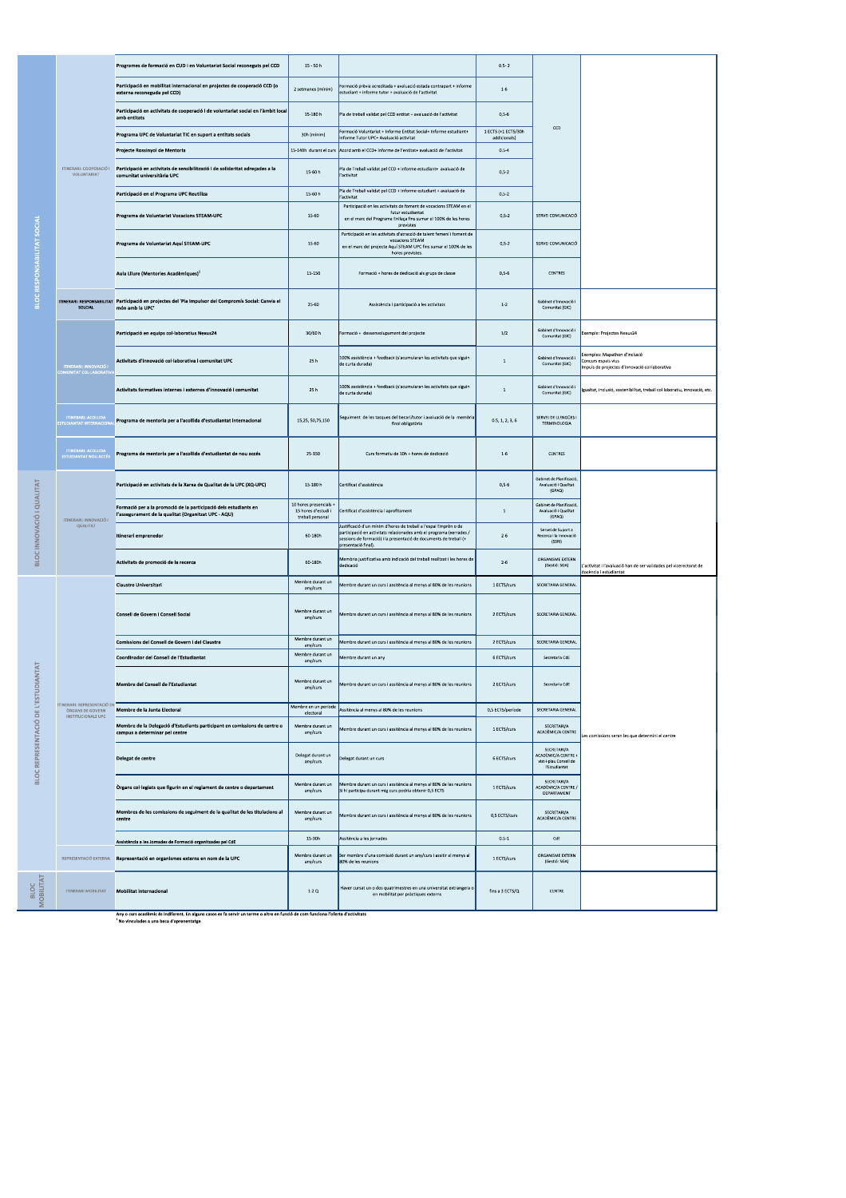| | | | | | | | |
|---|---|---|---|---|---|---|---|
| BLOC RESPONSABILITAT SOCIAL | ITINERARI: COOPERACIÓ I VOLUNTARIAT | **Programes de formació en CUD i en Voluntariat Social reconeguts pel CCD** | 15 - 50 h | | 0,5 - 2 | CCD | |
| | | **Participació en mobilitat internacional en projectes de cooperació CCD (o externa reconeguda pel CCD)** | 2 setmanes (mínim) | Formació prèvia acreditada + avaluació estada contrapart + informe estudiant + informe tutor + avaluació de l'activitat | 1-6 | | |
| | | **Participació en activitats de cooperació i de voluntariat social en l'àmbit local amb entitats** | 15-180 h | Pla de treball validat pel CCD entitat + avaluació de l'activitat | 0,5-6 | | |
| | | **Programa UPC de Voluntariat TIC en suport a entitats socials** | 30h (mínim) | Formació Voluntariat + Informe Entitat Social+ Informe estudiant+ Informe Tutor UPC+ Avaluació activitat | 1 ECTS (+1 ECTS/30h addicionals) | | |
| | | **Projecte Rossinyol de Mentoria** | 15-140h durant el curs | Acord amb el CCD+ informe de l'entitat+ avaluació de l'activitat | 0,5-4 | | |
| | | **Participació en activitats de sensibilització i de solidaritat adreçades a la comunitat universitària UPC** | 15-60 h | Pla de Treball validat pel CCD + informe estudiant+ avaluació de l'activitat | 0,5-2 | | |
| | | **Participació en el Programa UPC Reutilitza** | 15-60 h | Pla de Treball validat pel CCD + informe estudiant + avaluació de l'activitat | 0,5-2 | | |
| | | **Programa de Voluntariat Vocacions STEAM-UPC** | 15-60 | Participació en les activitats de foment de vocacions STEAM en el futur estudiantat en el marc del Programa Enllaça fins sumar el 100% de les hores previstes | 0,5-2 | SERVEI COMUNICACIÓ | |
| | | **Programa de Voluntariat Aquí STEAM-UPC** | 15-60 | Participació en les activitats d'atracció de talent femení i foment de vocacions STEAM en el marc del projecte Aquí STEAM UPC fins sumar el 100% de les hores previstes | 0,5-2 | SERVEI COMUNICACIÓ | |
| | | **Aula Lliure (Mentories Acadèmiques)**[1] | 15-150 | Formació + hores de dedicació als grups de classe | 0,5-6 | CENTRES | |
| | ITINERARI: RESPONSABILITAT SOCIAL | **Participació en projectes del 'Pla Impulsor del Compromís Social: Canvia el món amb la UPC'** | 25-60 | Assistència i participació a les activitats | 1-2 | Gabinet d'Innovació i Comunitat (GIC) | |
| | ITINERARI: INNOVACIÓ I COMUNITAT COL·LABORATIVA | **Participació en equips col·laboratius Nexus24** | 30/60 h | Formació + desenvolupament del projecte | 1/2 | Gabinet d'Innovació i Comunitat (GIC) | Exemple: Projectes Nexus24 |
| | | **Activitats d'innovació col·laborativa i comunitat UPC** | 25 h | 100% assistència + feedback (s'acumularan les activitats que siguin de curta durada) | 1 | Gabinet d'Innovació i Comunitat (GIC) | Exemples: Mapathon d'inclusió; Concurs espais vius; Impuls de projectes d'innovació col·laborativa |
| | | **Activitats formatives internes i externes d'innovació i comunitat** | 25 h | 100% assistència + feedback (s'acumularan les activitats que siguin de curta durada) | 1 | Gabinet d'Innovació i Comunitat (GIC) | Igualtat, inclusió, sostenibilitat, treball col·laboratiu, innovació, etc. |
| | ITINERARI: ACOLLIDA ESTUDIANTAT INTERNACIONAL | **Programa de mentoria per a l'acollida d'estudiantat internacional** | 15,25, 50,75,150 | Seguiment de les tasques del becari/tutor i avaluació de la memòria final obligatòria | 0.5, 1, 2, 3, 6 | SERVEI DE LLENGÜES I TERMINOLOGIA | |
| | ITINERARI: ACOLLIDA ESTUDIANTAT NOU ACCÉS | **Programa de mentoria per a l'acollida d'estudiantat de nou accés** | 25-150 | Curs formatiu de 10h + hores de dedicació | 1-6 | CENTRES | |
| BLOC INNOVACIÓ I QUALITAT | ITINERARI: INNOVACIÓ I QUALITAT | **Participació en activitats de la Xarxa de Qualitat de la UPC (XQ-UPC)** | 15-180 h | Certificat d'assistència | 0,5-6 | Gabinet de Planificació, Avaluació i Qualitat (GPAQ) | |
| | | **Formació per a la promoció de la participació dels estudiants en l'assegurament de la qualitat (Organitzat UPC - AQU)** | 10 hores presencials + 15 hores d'estudi i treball personal | Certificat d'assistència i aprofitament | 1 | Gabinet de Planificació, Avaluació i Qualitat (GPAQ) | |
| | | **Itinerari emprenedor** | 60-180h | Justificació d'un mínim d'hores de treball a l'espai Emprèn o de participació en activitats relacionades amb el programa (xerrades / sessions de formació) i la presentació de documents de treball (+ presentació final). | 2-6 | Servei de Suport a Recerca i la Innovació (SSRI) | |
| | | **Activitats de promoció de la recerca** | 60-180h | Memòria justificativa amb indicació del treball realitzat i les hores de dedicació | 2-6 | ORGANISME EXTERN (Gestió: SGA) | L'activitat i l'avaluació han de ser validades pel vicerectorat de docència i estudiantat |
| BLOC REPRESENTACIÓ DE L'ESTUDIANTAT | ITINERARI: REPRESENTACIÓ EN ÒRGANS DE GOVERN INSTITUCIONALS UPC | **Claustre Universitari** | Membre durant un any/curs | Membre durant un curs i assistència al menys al 80% de les reunions | 1 ECTS/curs | SECRETARIA GENERAL | |
| | | **Consell de Govern i Consell Social** | Membre durant un any/curs | Membre durant un curs i assistència al menys al 80% de les reunions | 2 ECTS/curs | SECRETARIA GENERAL | |
| | | **Comissions del Consell de Govern i del Claustre** | Membre durant un any/curs | Membre durant un curs i assistència al menys al 80% de les reunions | 2 ECTS/curs | SECRETARIA GENERAL | |
| | | **Coordinador del Consell de l'Estudiantat** | Membre durant un any/curs | Membre durant un any | 6 ECTS/curs | Secretaria CdE | |
| | | **Membre del Consell de l'Estudiantat** | Membre durant un any/curs | Membre durant un curs i assistència al menys al 80% de les reunions | 2 ECTS/curs | Secretaria CdE | |
| | | **Membre de la Junta Electoral** | Membre en un període electoral | Assistència al menys al 80% de les reunions | 0,5 ECTS/període | SECRETARIA GENERAL | |
| | | **Membre de la Delegació d'Estudiants participant en comissions de centre o campus a determinar pel centre** | Membre durant un any/curs | Membre durant un curs i assistència al menys al 80% de les reunions | 1 ECTS/curs | SECRETARI/A ACADÈMIC/A CENTRE | Les comissions seran les que determini el centre |
| | | **Delegat de centre** | Delegat durant un any/curs | Delegat durant un curs | 6 ECTS/curs | SECRETARI/A ACADÈMIC/A CENTRE + vist-i-plau Consell de l'Estudiantat | |
| | | **Òrgans col·legiats que figurin en el reglament de centre o departament** | Membre durant un any/curs | Membre durant un curs i assistència al menys al 80% de les reunions Si hi participa durant mig curs podria obtenir 0,5 ECTS | 1 ECTS/curs | SECRETARI/A ACADÈMIC/A CENTRE / DEPARTAMENT | |
| | | **Membres de les comissions de seguiment de la qualitat de les titulacions al centre** | Membre durant un any/curs | Membre durant un curs i assistència al menys al 80% de les reunions | 0,5 ECTS/curs | SECRETARI/A ACADÈMIC/A CENTRE | |
| | | **Assistència a les Jornades de Formació organitzades pel CdE** | 15-30h | Assistència a les jornades | 0.5-1 | CdE | |
| | REPRESENTACIÓ EXTERNA | **Representació en organismes externs en nom de la UPC** | Membre durant un any/curs | Ser membre d'una comissió durant un any/curs i assitir al menys al 80% de les reunions | 1 ECTS/curs | ORGANISME EXTERN (Gestió: SGA) | |
| BLOC MOBILITAT | ITINERARI MOBILITAT | **Mobilitat internacional** | 1-2 Q | Haver cursat un o dos quatrimestres en una universitat estrangera o en mobilitat per pràctiques externs | fins a 3 ECTS/Q | CENTRE | |

Any o curs acadèmic és indiferent. En alguns casos es fa servir un terme o altre en funció de com funciona l'oferta d'activitats

[1] No vinculades a una beca d'aprenentatge